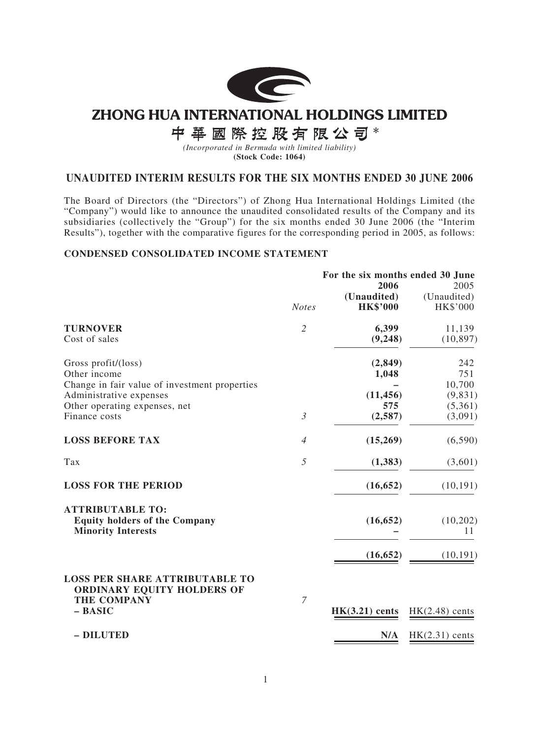# ZHONG HUA INTERNATIONAL HOLDINGS LIMITED

# 中華國際控股有限公司*

*(Incorporated in Bermuda with limited liability)*

**(Stock Code: 1064)**

## UNAUDITED INTERIM RESULTS FOR THE SIX MONTHS ENDED 30 JUNE 2006

The Board of Directors (the "Directors") of Zhong Hua International Holdings Limited (the "Company") would like to announce the unaudited consolidated results of the Company and its subsidiaries (collectively the "Group") for the six months ended 30 June 2006 (the "Interim Results"), together with the comparative figures for the corresponding period in 2005, as follows:

### CONDENSED CONSOLIDATED INCOME STATEMENT

| | *Notes* | For the six months ended 30 June **2006** **(Unaudited)** **HK$'000** | 2005 (Unaudited) HK$'000 |
|---|---|---|---|
| **TURNOVER** | *2* | **6,399** | 11,139 |
| Cost of sales | | **(9,248)** | (10,897) |
| Gross profit/(loss) | | **(2,849)** | 242 |
| Other income | | **1,048** | 751 |
| Change in fair value of investment properties | | **–** | 10,700 |
| Administrative expenses | | **(11,456)** | (9,831) |
| Other operating expenses, net | | **575** | (5,361) |
| Finance costs | *3* | **(2,587)** | (3,091) |
| **LOSS BEFORE TAX** | *4* | **(15,269)** | (6,590) |
| Tax | *5* | **(1,383)** | (3,601) |
| **LOSS FOR THE PERIOD** | | **(16,652)** | (10,191) |
| **ATTRIBUTABLE TO:** | | | |
| **Equity holders of the Company** | | **(16,652)** | (10,202) |
| **Minority Interests** | | **–** | 11 |
| | | **(16,652)** | (10,191) |
| **LOSS PER SHARE ATTRIBUTABLE TO ORDINARY EQUITY HOLDERS OF THE COMPANY** | *7* | | |
| **– BASIC** | | **HK(3.21) cents** | HK(2.48) cents |
| **– DILUTED** | | **N/A** | HK(2.31) cents |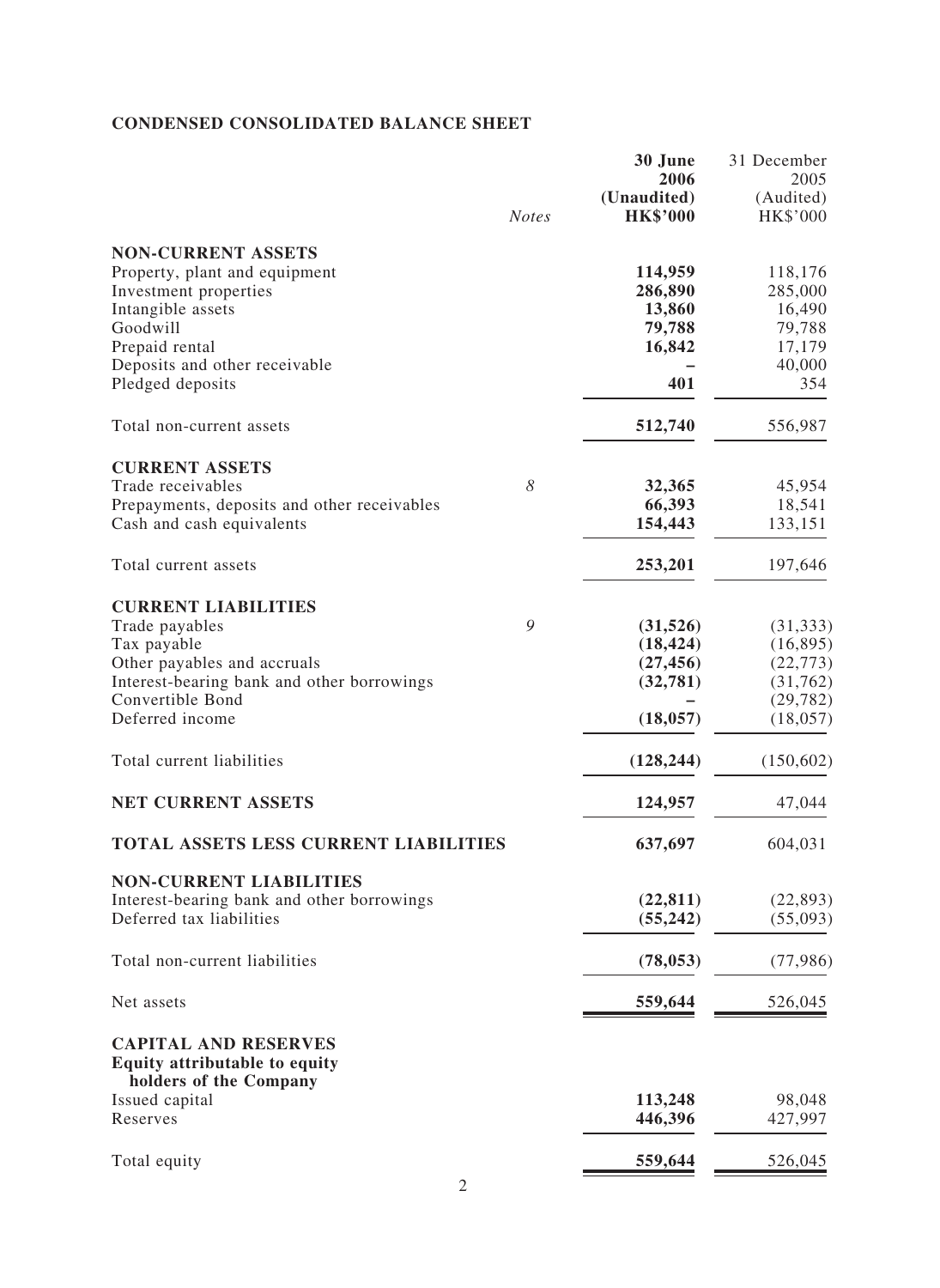## CONDENSED CONSOLIDATED BALANCE SHEET

| | *Notes* | **30 June 2006 (Unaudited) HK$'000** | 31 December 2005 (Audited) HK$'000 |
|---|---|---|---|
| **NON-CURRENT ASSETS** | | | |
| Property, plant and equipment | | **114,959** | 118,176 |
| Investment properties | | **286,890** | 285,000 |
| Intangible assets | | **13,860** | 16,490 |
| Goodwill | | **79,788** | 79,788 |
| Prepaid rental | | **16,842** | 17,179 |
| Deposits and other receivable | | **–** | 40,000 |
| Pledged deposits | | **401** | 354 |
| Total non-current assets | | **512,740** | 556,987 |
| **CURRENT ASSETS** | | | |
| Trade receivables | 8 | **32,365** | 45,954 |
| Prepayments, deposits and other receivables | | **66,393** | 18,541 |
| Cash and cash equivalents | | **154,443** | 133,151 |
| Total current assets | | **253,201** | 197,646 |
| **CURRENT LIABILITIES** | | | |
| Trade payables | 9 | **(31,526)** | (31,333) |
| Tax payable | | **(18,424)** | (16,895) |
| Other payables and accruals | | **(27,456)** | (22,773) |
| Interest-bearing bank and other borrowings | | **(32,781)** | (31,762) |
| Convertible Bond | | **–** | (29,782) |
| Deferred income | | **(18,057)** | (18,057) |
| Total current liabilities | | **(128,244)** | (150,602) |
| **NET CURRENT ASSETS** | | **124,957** | 47,044 |
| **TOTAL ASSETS LESS CURRENT LIABILITIES** | | **637,697** | 604,031 |
| **NON-CURRENT LIABILITIES** | | | |
| Interest-bearing bank and other borrowings | | **(22,811)** | (22,893) |
| Deferred tax liabilities | | **(55,242)** | (55,093) |
| Total non-current liabilities | | **(78,053)** | (77,986) |
| Net assets | | **559,644** | 526,045 |
| **CAPITAL AND RESERVES** | | | |
| **Equity attributable to equity holders of the Company** | | | |
| Issued capital | | **113,248** | 98,048 |
| Reserves | | **446,396** | 427,997 |
| Total equity | | **559,644** | 526,045 |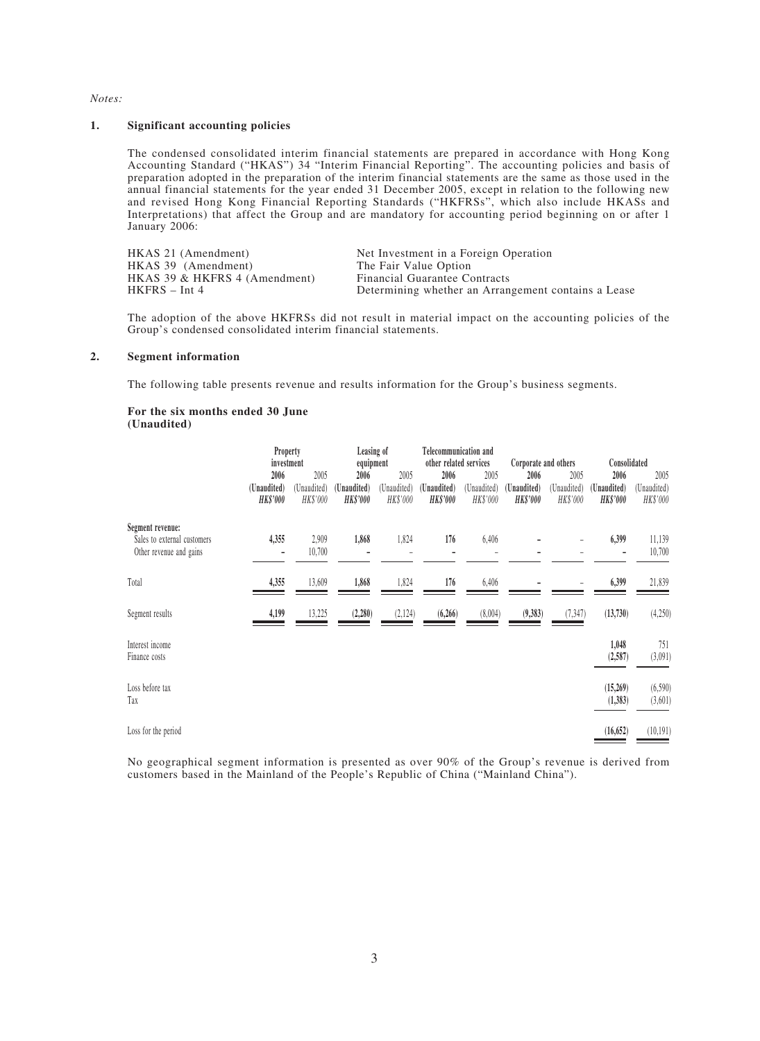*Notes:*

**1. Significant accounting policies**

The condensed consolidated interim financial statements are prepared in accordance with Hong Kong Accounting Standard ("HKAS") 34 "Interim Financial Reporting". The accounting policies and basis of preparation adopted in the preparation of the interim financial statements are the same as those used in the annual financial statements for the year ended 31 December 2005, except in relation to the following new and revised Hong Kong Financial Reporting Standards ("HKFRSs", which also include HKASs and Interpretations) that affect the Group and are mandatory for accounting period beginning on or after 1 January 2006:

| | |
|---|---|
| HKAS 21 (Amendment) | Net Investment in a Foreign Operation |
| HKAS 39 (Amendment) | The Fair Value Option |
| HKAS 39 & HKFRS 4 (Amendment) | Financial Guarantee Contracts |
| HKFRS – Int 4 | Determining whether an Arrangement contains a Lease |

The adoption of the above HKFRSs did not result in material impact on the accounting policies of the Group's condensed consolidated interim financial statements.

**2. Segment information**

The following table presents revenue and results information for the Group's business segments.

**For the six months ended 30 June (Unaudited)**

| | Property investment | | Leasing of equipment | | Telecommunication and other related services | | Corporate and others | | Consolidated | |
|---|---|---|---|---|---|---|---|---|---|---|
| | **2006 (Unaudited) HK$'000** | 2005 (Unaudited) *HK$'000* | **2006 (Unaudited) HK$'000** | 2005 (Unaudited) *HK$'000* | **2006 (Unaudited) HK$'000** | 2005 (Unaudited) *HK$'000* | **2006 (Unaudited) HK$'000** | 2005 (Unaudited) *HK$'000* | **2006 (Unaudited) HK$'000** | 2005 (Unaudited) *HK$'000* |
| **Segment revenue:** | | | | | | | | | | |
| Sales to external customers | **4,355** | 2,909 | **1,868** | 1,824 | **176** | 6,406 | **–** | – | **6,399** | 11,139 |
| Other revenue and gains | **–** | 10,700 | **–** | – | **–** | – | **–** | – | **–** | 10,700 |
| Total | **4,355** | 13,609 | **1,868** | 1,824 | **176** | 6,406 | **–** | – | **6,399** | 21,839 |
| Segment results | **4,199** | 13,225 | **(2,280)** | (2,124) | **(6,266)** | (8,004) | **(9,383)** | (7,347) | **(13,730)** | (4,250) |
| Interest income | | | | | | | | | **1,048** | 751 |
| Finance costs | | | | | | | | | **(2,587)** | (3,091) |
| Loss before tax | | | | | | | | | **(15,269)** | (6,590) |
| Tax | | | | | | | | | **(1,383)** | (3,601) |
| Loss for the period | | | | | | | | | **(16,652)** | (10,191) |

No geographical segment information is presented as over 90% of the Group's revenue is derived from customers based in the Mainland of the People's Republic of China ("Mainland China").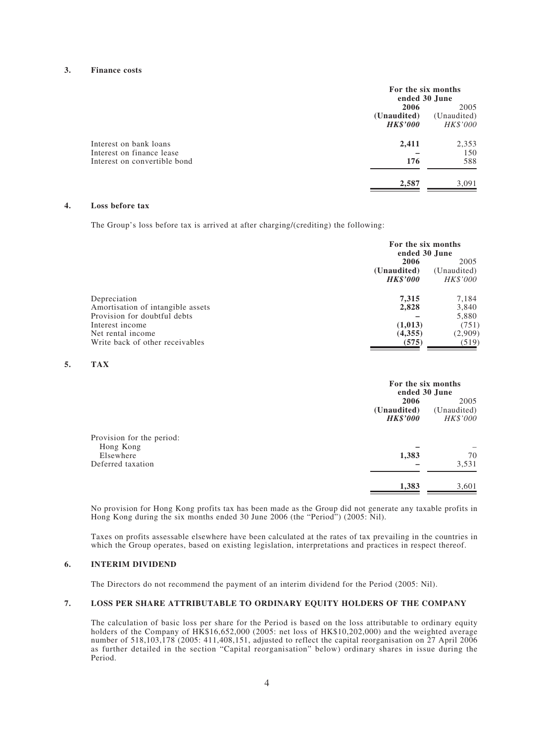### 3. Finance costs

| | For the six months ended 30 June | |
|---|---|---|
| | **2006** | 2005 |
| | **(Unaudited)** | (Unaudited) |
| | ***HK$'000*** | *HK$'000* |
| Interest on bank loans | **2,411** | 2,353 |
| Interest on finance lease | **–** | 150 |
| Interest on convertible bond | **176** | 588 |
| | **2,587** | 3,091 |

### 4. Loss before tax

The Group's loss before tax is arrived at after charging/(crediting) the following:

| | For the six months ended 30 June | |
|---|---|---|
| | **2006** | 2005 |
| | **(Unaudited)** | (Unaudited) |
| | ***HK$'000*** | *HK$'000* |
| Depreciation | **7,315** | 7,184 |
| Amortisation of intangible assets | **2,828** | 3,840 |
| Provision for doubtful debts | **–** | 5,880 |
| Interest income | **(1,013)** | (751) |
| Net rental income | **(4,355)** | (2,909) |
| Write back of other receivables | **(575)** | (519) |

### 5. TAX

| | For the six months ended 30 June | |
|---|---|---|
| | **2006** | 2005 |
| | **(Unaudited)** | (Unaudited) |
| | ***HK$'000*** | *HK$'000* |
| Provision for the period: | | |
| Hong Kong | **–** | – |
| Elsewhere | **1,383** | 70 |
| Deferred taxation | **–** | 3,531 |
| | **1,383** | 3,601 |

No provision for Hong Kong profits tax has been made as the Group did not generate any taxable profits in Hong Kong during the six months ended 30 June 2006 (the "Period") (2005: Nil).

Taxes on profits assessable elsewhere have been calculated at the rates of tax prevailing in the countries in which the Group operates, based on existing legislation, interpretations and practices in respect thereof.

### 6. INTERIM DIVIDEND

The Directors do not recommend the payment of an interim dividend for the Period (2005: Nil).

### 7. LOSS PER SHARE ATTRIBUTABLE TO ORDINARY EQUITY HOLDERS OF THE COMPANY

The calculation of basic loss per share for the Period is based on the loss attributable to ordinary equity holders of the Company of HK$16,652,000 (2005: net loss of HK$10,202,000) and the weighted average number of 518,103,178 (2005: 411,408,151, adjusted to reflect the capital reorganisation on 27 April 2006 as further detailed in the section "Capital reorganisation" below) ordinary shares in issue during the Period.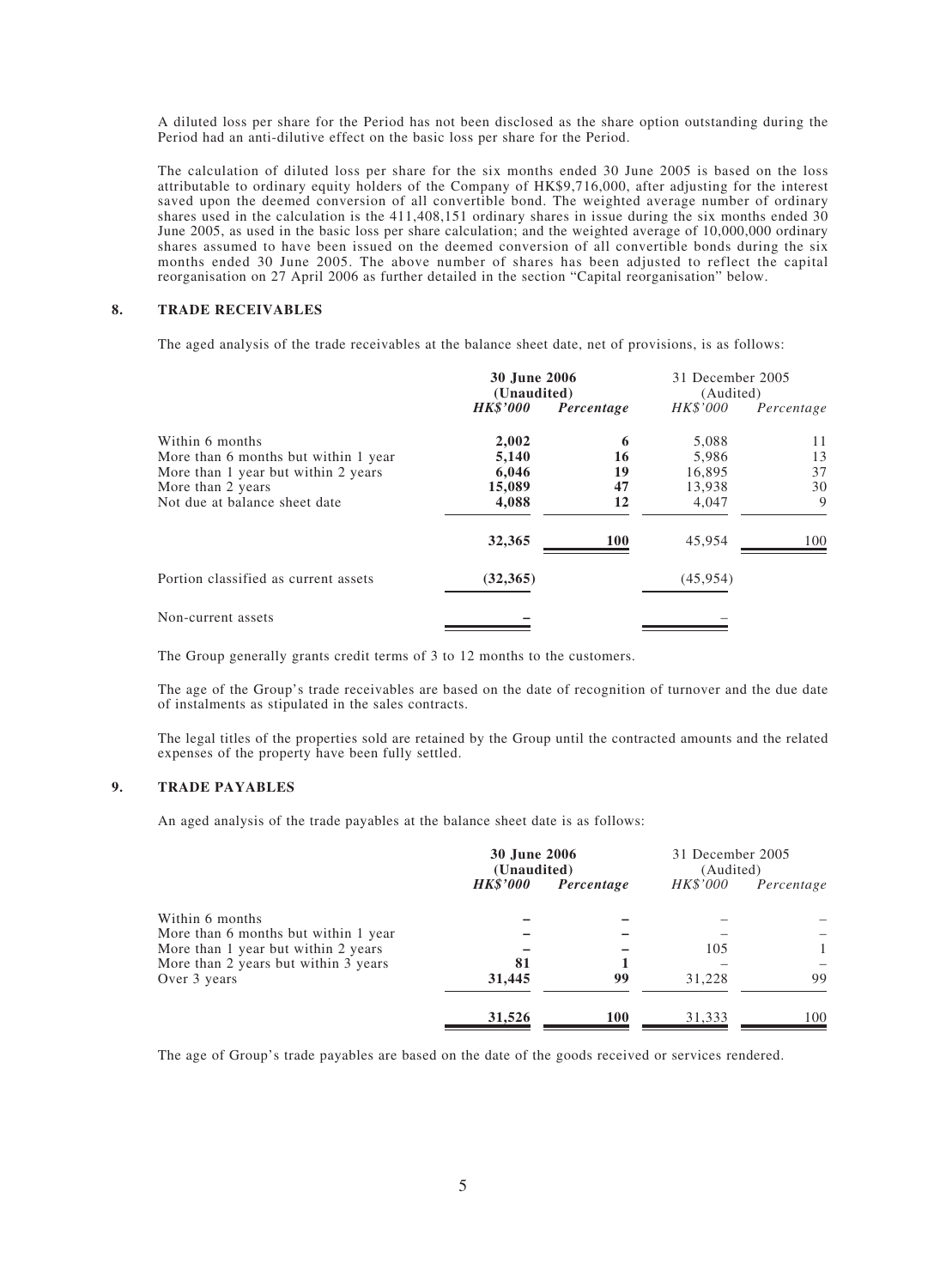A diluted loss per share for the Period has not been disclosed as the share option outstanding during the Period had an anti-dilutive effect on the basic loss per share for the Period.

The calculation of diluted loss per share for the six months ended 30 June 2005 is based on the loss attributable to ordinary equity holders of the Company of HK$9,716,000, after adjusting for the interest saved upon the deemed conversion of all convertible bond. The weighted average number of ordinary shares used in the calculation is the 411,408,151 ordinary shares in issue during the six months ended 30 June 2005, as used in the basic loss per share calculation; and the weighted average of 10,000,000 ordinary shares assumed to have been issued on the deemed conversion of all convertible bonds during the six months ended 30 June 2005. The above number of shares has been adjusted to reflect the capital reorganisation on 27 April 2006 as further detailed in the section "Capital reorganisation" below.

## 8. TRADE RECEIVABLES

The aged analysis of the trade receivables at the balance sheet date, net of provisions, is as follows:

| | **30 June 2006 (Unaudited)** | | 31 December 2005 (Audited) | |
|---|---|---|---|---|
| | ***HK$'000*** | ***Percentage*** | *HK$'000* | *Percentage* |
| Within 6 months | **2,002** | **6** | 5,088 | 11 |
| More than 6 months but within 1 year | **5,140** | **16** | 5,986 | 13 |
| More than 1 year but within 2 years | **6,046** | **19** | 16,895 | 37 |
| More than 2 years | **15,089** | **47** | 13,938 | 30 |
| Not due at balance sheet date | **4,088** | **12** | 4,047 | 9 |
| | **32,365** | **100** | 45,954 | 100 |
| Portion classified as current assets | **(32,365)** | | (45,954) | |
| Non-current assets | **–** | | – | |

The Group generally grants credit terms of 3 to 12 months to the customers.

The age of the Group's trade receivables are based on the date of recognition of turnover and the due date of instalments as stipulated in the sales contracts.

The legal titles of the properties sold are retained by the Group until the contracted amounts and the related expenses of the property have been fully settled.

## 9. TRADE PAYABLES

An aged analysis of the trade payables at the balance sheet date is as follows:

| | **30 June 2006 (Unaudited)** | | 31 December 2005 (Audited) | |
|---|---|---|---|---|
| | ***HK$'000*** | ***Percentage*** | *HK$'000* | *Percentage* |
| Within 6 months | **–** | **–** | – | – |
| More than 6 months but within 1 year | **–** | **–** | – | – |
| More than 1 year but within 2 years | **–** | **–** | 105 | 1 |
| More than 2 years but within 3 years | **81** | **1** | – | – |
| Over 3 years | **31,445** | **99** | 31,228 | 99 |
| | **31,526** | **100** | 31,333 | 100 |

The age of Group's trade payables are based on the date of the goods received or services rendered.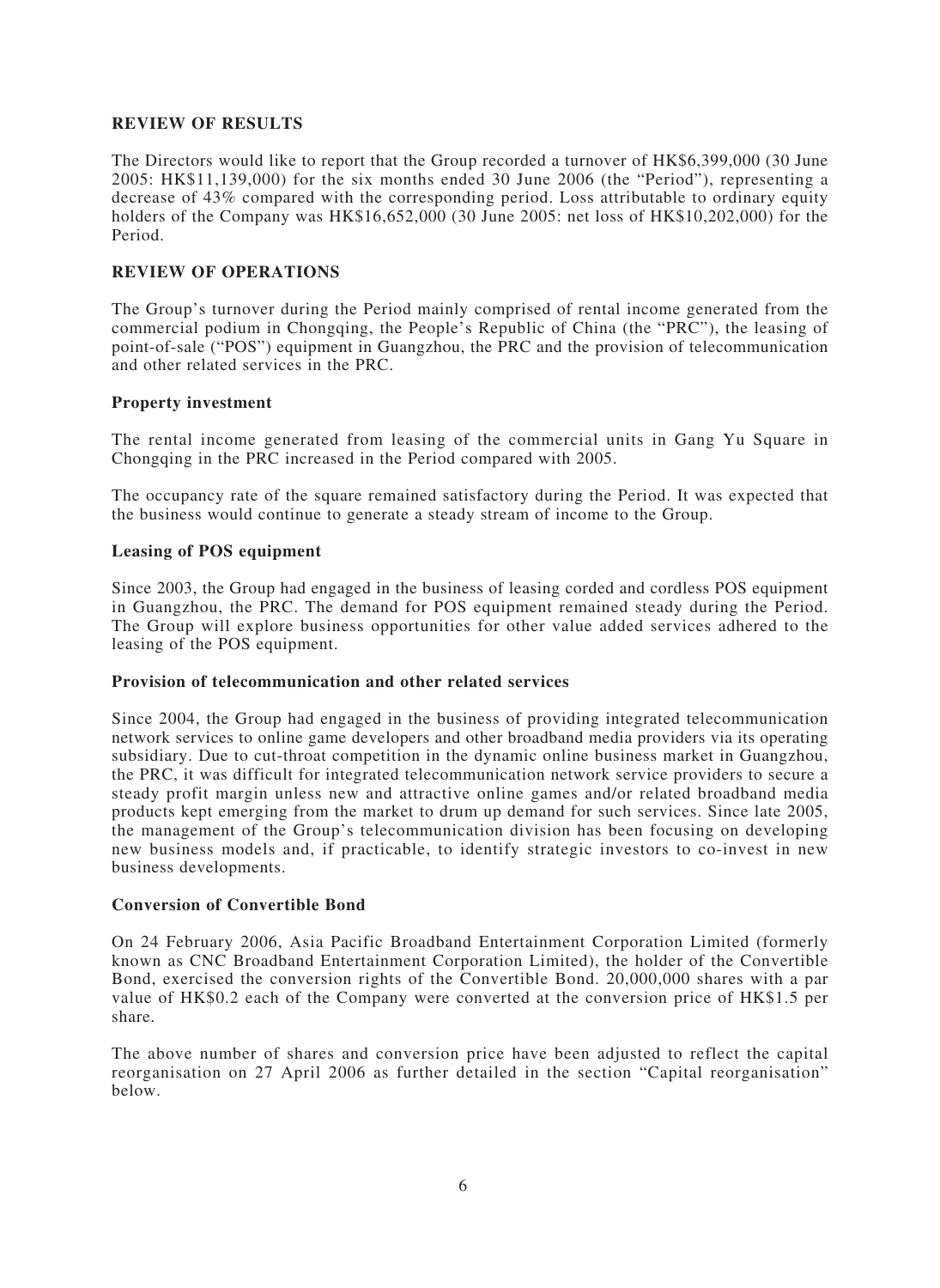## REVIEW OF RESULTS

The Directors would like to report that the Group recorded a turnover of HK$6,399,000 (30 June 2005: HK$11,139,000) for the six months ended 30 June 2006 (the "Period"), representing a decrease of 43% compared with the corresponding period. Loss attributable to ordinary equity holders of the Company was HK$16,652,000 (30 June 2005: net loss of HK$10,202,000) for the Period.

## REVIEW OF OPERATIONS

The Group's turnover during the Period mainly comprised of rental income generated from the commercial podium in Chongqing, the People's Republic of China (the "PRC"), the leasing of point-of-sale ("POS") equipment in Guangzhou, the PRC and the provision of telecommunication and other related services in the PRC.

### Property investment

The rental income generated from leasing of the commercial units in Gang Yu Square in Chongqing in the PRC increased in the Period compared with 2005.

The occupancy rate of the square remained satisfactory during the Period. It was expected that the business would continue to generate a steady stream of income to the Group.

### Leasing of POS equipment

Since 2003, the Group had engaged in the business of leasing corded and cordless POS equipment in Guangzhou, the PRC. The demand for POS equipment remained steady during the Period. The Group will explore business opportunities for other value added services adhered to the leasing of the POS equipment.

### Provision of telecommunication and other related services

Since 2004, the Group had engaged in the business of providing integrated telecommunication network services to online game developers and other broadband media providers via its operating subsidiary. Due to cut-throat competition in the dynamic online business market in Guangzhou, the PRC, it was difficult for integrated telecommunication network service providers to secure a steady profit margin unless new and attractive online games and/or related broadband media products kept emerging from the market to drum up demand for such services. Since late 2005, the management of the Group's telecommunication division has been focusing on developing new business models and, if practicable, to identify strategic investors to co-invest in new business developments.

### Conversion of Convertible Bond

On 24 February 2006, Asia Pacific Broadband Entertainment Corporation Limited (formerly known as CNC Broadband Entertainment Corporation Limited), the holder of the Convertible Bond, exercised the conversion rights of the Convertible Bond. 20,000,000 shares with a par value of HK$0.2 each of the Company were converted at the conversion price of HK$1.5 per share.

The above number of shares and conversion price have been adjusted to reflect the capital reorganisation on 27 April 2006 as further detailed in the section "Capital reorganisation" below.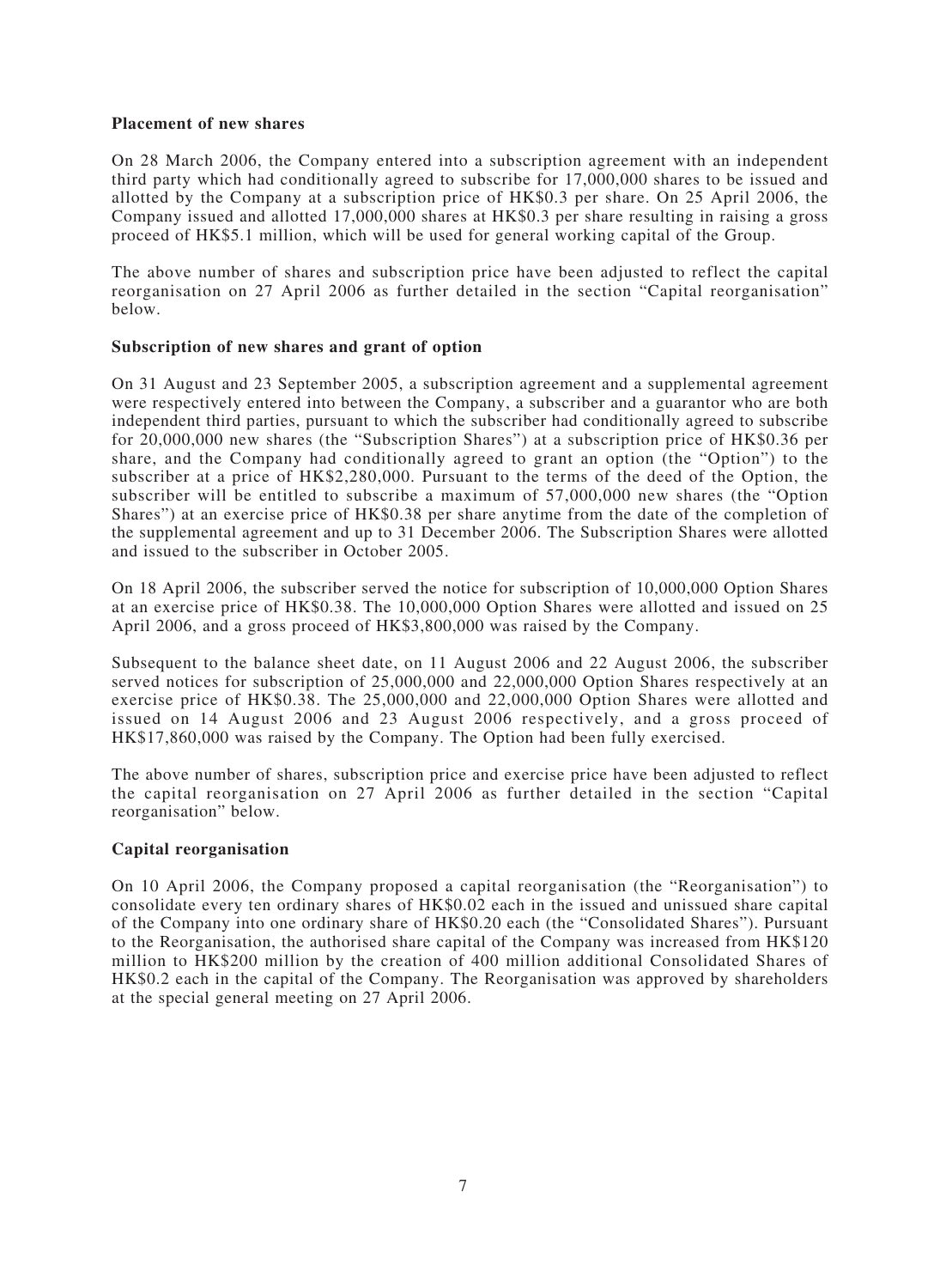**Placement of new shares**

On 28 March 2006, the Company entered into a subscription agreement with an independent third party which had conditionally agreed to subscribe for 17,000,000 shares to be issued and allotted by the Company at a subscription price of HK$0.3 per share. On 25 April 2006, the Company issued and allotted 17,000,000 shares at HK$0.3 per share resulting in raising a gross proceed of HK$5.1 million, which will be used for general working capital of the Group.

The above number of shares and subscription price have been adjusted to reflect the capital reorganisation on 27 April 2006 as further detailed in the section "Capital reorganisation" below.

**Subscription of new shares and grant of option**

On 31 August and 23 September 2005, a subscription agreement and a supplemental agreement were respectively entered into between the Company, a subscriber and a guarantor who are both independent third parties, pursuant to which the subscriber had conditionally agreed to subscribe for 20,000,000 new shares (the "Subscription Shares") at a subscription price of HK$0.36 per share, and the Company had conditionally agreed to grant an option (the "Option") to the subscriber at a price of HK$2,280,000. Pursuant to the terms of the deed of the Option, the subscriber will be entitled to subscribe a maximum of 57,000,000 new shares (the "Option Shares") at an exercise price of HK$0.38 per share anytime from the date of the completion of the supplemental agreement and up to 31 December 2006. The Subscription Shares were allotted and issued to the subscriber in October 2005.

On 18 April 2006, the subscriber served the notice for subscription of 10,000,000 Option Shares at an exercise price of HK$0.38. The 10,000,000 Option Shares were allotted and issued on 25 April 2006, and a gross proceed of HK$3,800,000 was raised by the Company.

Subsequent to the balance sheet date, on 11 August 2006 and 22 August 2006, the subscriber served notices for subscription of 25,000,000 and 22,000,000 Option Shares respectively at an exercise price of HK$0.38. The 25,000,000 and 22,000,000 Option Shares were allotted and issued on 14 August 2006 and 23 August 2006 respectively, and a gross proceed of HK$17,860,000 was raised by the Company. The Option had been fully exercised.

The above number of shares, subscription price and exercise price have been adjusted to reflect the capital reorganisation on 27 April 2006 as further detailed in the section "Capital reorganisation" below.

**Capital reorganisation**

On 10 April 2006, the Company proposed a capital reorganisation (the "Reorganisation") to consolidate every ten ordinary shares of HK$0.02 each in the issued and unissued share capital of the Company into one ordinary share of HK$0.20 each (the "Consolidated Shares"). Pursuant to the Reorganisation, the authorised share capital of the Company was increased from HK$120 million to HK$200 million by the creation of 400 million additional Consolidated Shares of HK$0.2 each in the capital of the Company. The Reorganisation was approved by shareholders at the special general meeting on 27 April 2006.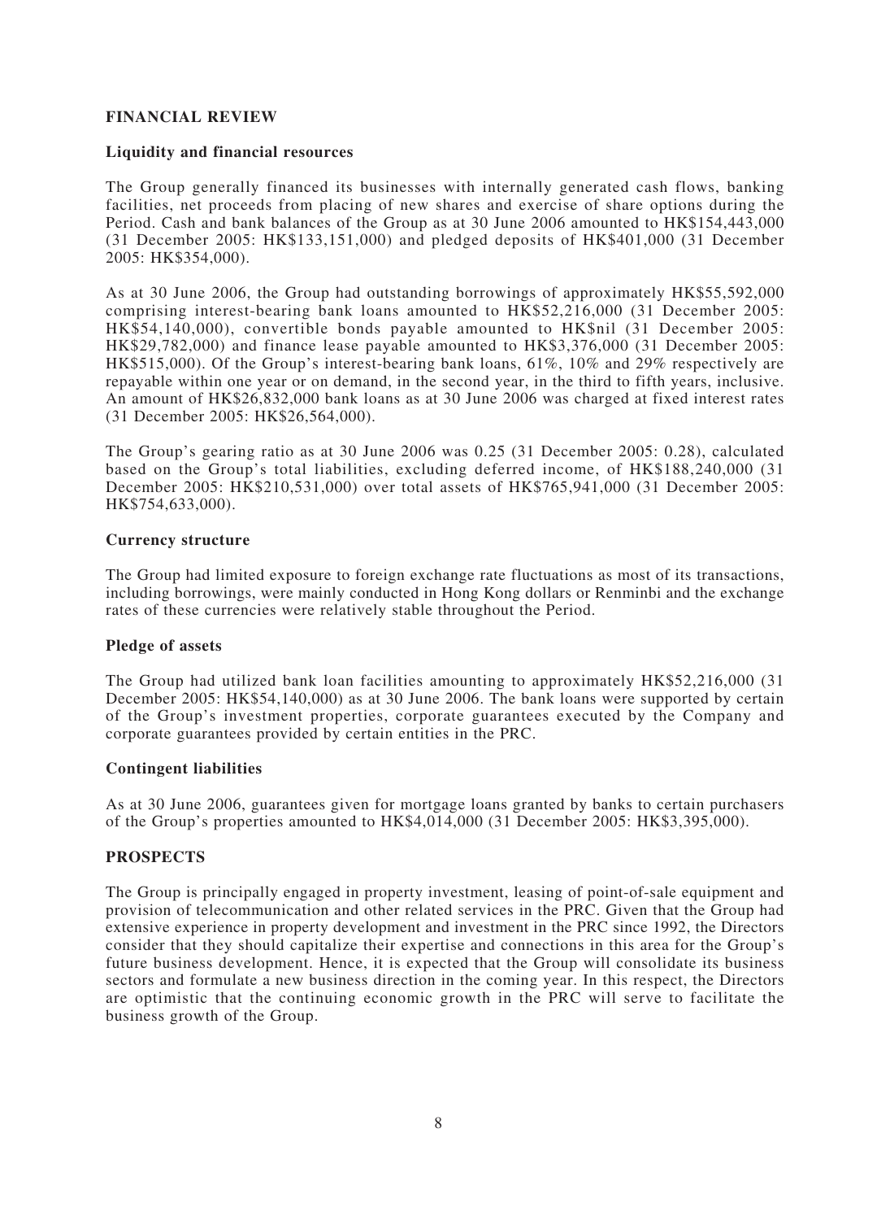## FINANCIAL REVIEW

### Liquidity and financial resources

The Group generally financed its businesses with internally generated cash flows, banking facilities, net proceeds from placing of new shares and exercise of share options during the Period. Cash and bank balances of the Group as at 30 June 2006 amounted to HK$154,443,000 (31 December 2005: HK$133,151,000) and pledged deposits of HK$401,000 (31 December 2005: HK$354,000).

As at 30 June 2006, the Group had outstanding borrowings of approximately HK$55,592,000 comprising interest-bearing bank loans amounted to HK$52,216,000 (31 December 2005: HK$54,140,000), convertible bonds payable amounted to HK$nil (31 December 2005: HK$29,782,000) and finance lease payable amounted to HK$3,376,000 (31 December 2005: HK$515,000). Of the Group's interest-bearing bank loans, 61%, 10% and 29% respectively are repayable within one year or on demand, in the second year, in the third to fifth years, inclusive. An amount of HK$26,832,000 bank loans as at 30 June 2006 was charged at fixed interest rates (31 December 2005: HK$26,564,000).

The Group's gearing ratio as at 30 June 2006 was 0.25 (31 December 2005: 0.28), calculated based on the Group's total liabilities, excluding deferred income, of HK$188,240,000 (31 December 2005: HK$210,531,000) over total assets of HK$765,941,000 (31 December 2005: HK$754,633,000).

### Currency structure

The Group had limited exposure to foreign exchange rate fluctuations as most of its transactions, including borrowings, were mainly conducted in Hong Kong dollars or Renminbi and the exchange rates of these currencies were relatively stable throughout the Period.

### Pledge of assets

The Group had utilized bank loan facilities amounting to approximately HK$52,216,000 (31 December 2005: HK$54,140,000) as at 30 June 2006. The bank loans were supported by certain of the Group's investment properties, corporate guarantees executed by the Company and corporate guarantees provided by certain entities in the PRC.

### Contingent liabilities

As at 30 June 2006, guarantees given for mortgage loans granted by banks to certain purchasers of the Group's properties amounted to HK$4,014,000 (31 December 2005: HK$3,395,000).

## PROSPECTS

The Group is principally engaged in property investment, leasing of point-of-sale equipment and provision of telecommunication and other related services in the PRC. Given that the Group had extensive experience in property development and investment in the PRC since 1992, the Directors consider that they should capitalize their expertise and connections in this area for the Group's future business development. Hence, it is expected that the Group will consolidate its business sectors and formulate a new business direction in the coming year. In this respect, the Directors are optimistic that the continuing economic growth in the PRC will serve to facilitate the business growth of the Group.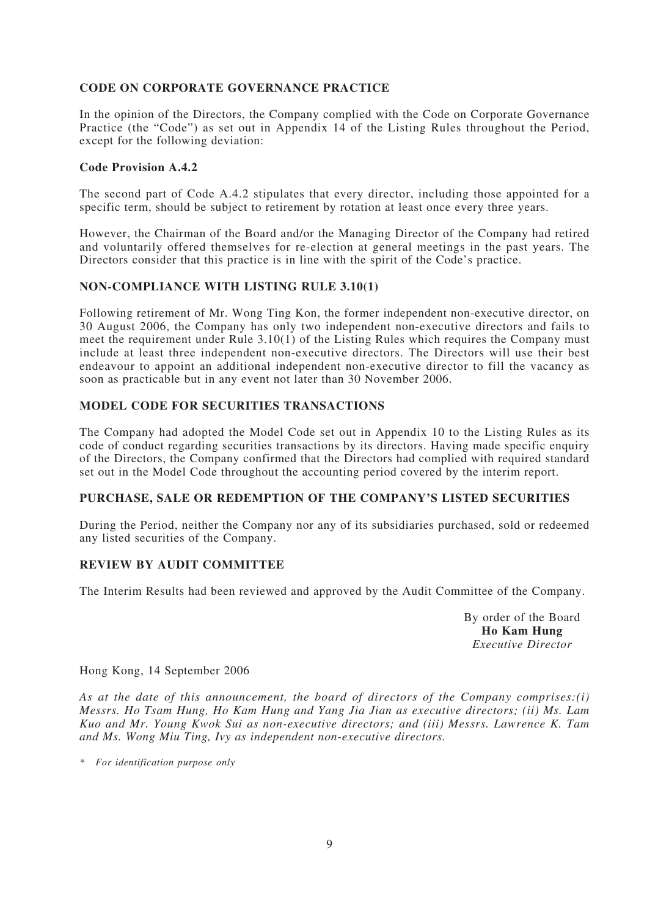### CODE ON CORPORATE GOVERNANCE PRACTICE

In the opinion of the Directors, the Company complied with the Code on Corporate Governance Practice (the "Code") as set out in Appendix 14 of the Listing Rules throughout the Period, except for the following deviation:

#### Code Provision A.4.2

The second part of Code A.4.2 stipulates that every director, including those appointed for a specific term, should be subject to retirement by rotation at least once every three years.

However, the Chairman of the Board and/or the Managing Director of the Company had retired and voluntarily offered themselves for re-election at general meetings in the past years. The Directors consider that this practice is in line with the spirit of the Code's practice.

### NON-COMPLIANCE WITH LISTING RULE 3.10(1)

Following retirement of Mr. Wong Ting Kon, the former independent non-executive director, on 30 August 2006, the Company has only two independent non-executive directors and fails to meet the requirement under Rule 3.10(1) of the Listing Rules which requires the Company must include at least three independent non-executive directors. The Directors will use their best endeavour to appoint an additional independent non-executive director to fill the vacancy as soon as practicable but in any event not later than 30 November 2006.

### MODEL CODE FOR SECURITIES TRANSACTIONS

The Company had adopted the Model Code set out in Appendix 10 to the Listing Rules as its code of conduct regarding securities transactions by its directors. Having made specific enquiry of the Directors, the Company confirmed that the Directors had complied with required standard set out in the Model Code throughout the accounting period covered by the interim report.

### PURCHASE, SALE OR REDEMPTION OF THE COMPANY'S LISTED SECURITIES

During the Period, neither the Company nor any of its subsidiaries purchased, sold or redeemed any listed securities of the Company.

### REVIEW BY AUDIT COMMITTEE

The Interim Results had been reviewed and approved by the Audit Committee of the Company.

By order of the Board
**Ho Kam Hung**
*Executive Director*

Hong Kong, 14 September 2006

*As at the date of this announcement, the board of directors of the Company comprises:(i) Messrs. Ho Tsam Hung, Ho Kam Hung and Yang Jia Jian as executive directors; (ii) Ms. Lam Kuo and Mr. Young Kwok Sui as non-executive directors; and (iii) Messrs. Lawrence K. Tam and Ms. Wong Miu Ting, Ivy as independent non-executive directors.*

\* *For identification purpose only*